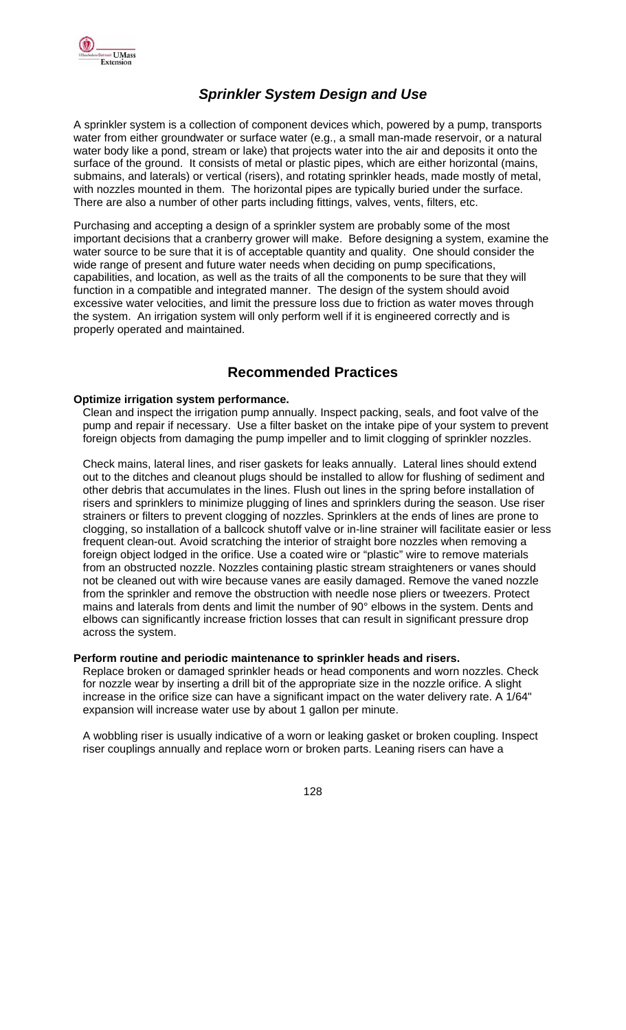# Sprinkler System Design and Use

A sprinkler system is a collection of component devices which, powered by a pump, transports water from either groundwater or surface water (e.g., a small man-made reservoir, or a natural water body like a pond, stream or lake) that projects water into the air and deposits it onto the surface of the ground. It consists of metal or plastic pipes, which are either horizontal (mains, submains, and laterals) or vertical (risers), and rotating sprinkler heads, made mostly of metal, with nozzles mounted in them. The horizontal pipes are typically buried under the surface. There are also a number of other parts including fittings, valves, vents, filters, etc.

Purchasing and accepting a design of a sprinkler system are probably some of the most important decisions that a cranberry grower will make. Before designing a system, examine the water source to be sure that it is of acceptable quantity and quality. One should consider the wide range of present and future water needs when deciding on pump specifications, capabilities, and location, as well as the traits of all the components to be sure that they will function in a compatible and integrated manner. The design of the system should avoid excessive water velocities, and limit the pressure loss due to friction as water moves through the system. An irrigation system will only perform well if it is engineered correctly and is properly operated and maintained.

## Recommended Practices

**Optimize irrigation system performance.**

Clean and inspect the irrigation pump annually. Inspect packing, seals, and foot valve of the pump and repair if necessary. Use a filter basket on the intake pipe of your system to prevent foreign objects from damaging the pump impeller and to limit clogging of sprinkler nozzles.

Check mains, lateral lines, and riser gaskets for leaks annually. Lateral lines should extend out to the ditches and cleanout plugs should be installed to allow for flushing of sediment and other debris that accumulates in the lines. Flush out lines in the spring before installation of risers and sprinklers to minimize plugging of lines and sprinklers during the season. Use riser strainers or filters to prevent clogging of nozzles. Sprinklers at the ends of lines are prone to clogging, so installation of a ballcock shutoff valve or in-line strainer will facilitate easier or less frequent clean-out. Avoid scratching the interior of straight bore nozzles when removing a foreign object lodged in the orifice. Use a coated wire or "plastic" wire to remove materials from an obstructed nozzle. Nozzles containing plastic stream straighteners or vanes should not be cleaned out with wire because vanes are easily damaged. Remove the vaned nozzle from the sprinkler and remove the obstruction with needle nose pliers or tweezers. Protect mains and laterals from dents and limit the number of 90° elbows in the system. Dents and elbows can significantly increase friction losses that can result in significant pressure drop across the system.

**Perform routine and periodic maintenance to sprinkler heads and risers.**

Replace broken or damaged sprinkler heads or head components and worn nozzles. Check for nozzle wear by inserting a drill bit of the appropriate size in the nozzle orifice. A slight increase in the orifice size can have a significant impact on the water delivery rate. A 1/64" expansion will increase water use by about 1 gallon per minute.

A wobbling riser is usually indicative of a worn or leaking gasket or broken coupling. Inspect riser couplings annually and replace worn or broken parts. Leaning risers can have a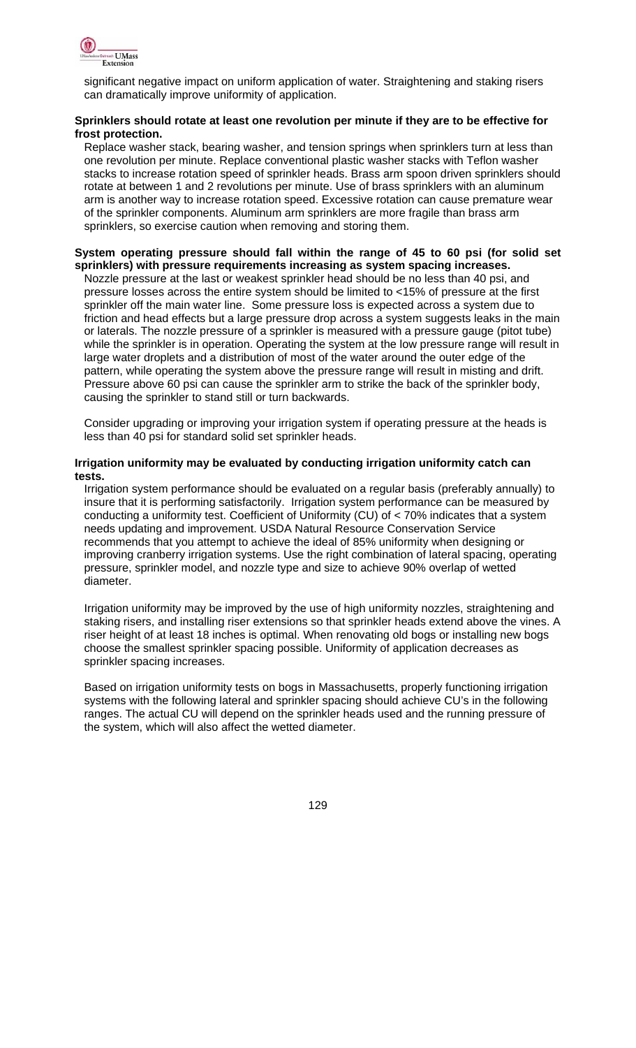significant negative impact on uniform application of water. Straightening and staking risers can dramatically improve uniformity of application.

**Sprinklers should rotate at least one revolution per minute if they are to be effective for frost protection.**

Replace washer stack, bearing washer, and tension springs when sprinklers turn at less than one revolution per minute. Replace conventional plastic washer stacks with Teflon washer stacks to increase rotation speed of sprinkler heads. Brass arm spoon driven sprinklers should rotate at between 1 and 2 revolutions per minute. Use of brass sprinklers with an aluminum arm is another way to increase rotation speed. Excessive rotation can cause premature wear of the sprinkler components. Aluminum arm sprinklers are more fragile than brass arm sprinklers, so exercise caution when removing and storing them.

**System operating pressure should fall within the range of 45 to 60 psi (for solid set sprinklers) with pressure requirements increasing as system spacing increases.**

Nozzle pressure at the last or weakest sprinkler head should be no less than 40 psi, and pressure losses across the entire system should be limited to <15% of pressure at the first sprinkler off the main water line. Some pressure loss is expected across a system due to friction and head effects but a large pressure drop across a system suggests leaks in the main or laterals. The nozzle pressure of a sprinkler is measured with a pressure gauge (pitot tube) while the sprinkler is in operation. Operating the system at the low pressure range will result in large water droplets and a distribution of most of the water around the outer edge of the pattern, while operating the system above the pressure range will result in misting and drift. Pressure above 60 psi can cause the sprinkler arm to strike the back of the sprinkler body, causing the sprinkler to stand still or turn backwards.

Consider upgrading or improving your irrigation system if operating pressure at the heads is less than 40 psi for standard solid set sprinkler heads.

**Irrigation uniformity may be evaluated by conducting irrigation uniformity catch can tests.**

Irrigation system performance should be evaluated on a regular basis (preferably annually) to insure that it is performing satisfactorily. Irrigation system performance can be measured by conducting a uniformity test. Coefficient of Uniformity (CU) of < 70% indicates that a system needs updating and improvement. USDA Natural Resource Conservation Service recommends that you attempt to achieve the ideal of 85% uniformity when designing or improving cranberry irrigation systems. Use the right combination of lateral spacing, operating pressure, sprinkler model, and nozzle type and size to achieve 90% overlap of wetted diameter.

Irrigation uniformity may be improved by the use of high uniformity nozzles, straightening and staking risers, and installing riser extensions so that sprinkler heads extend above the vines. A riser height of at least 18 inches is optimal. When renovating old bogs or installing new bogs choose the smallest sprinkler spacing possible. Uniformity of application decreases as sprinkler spacing increases.

Based on irrigation uniformity tests on bogs in Massachusetts, properly functioning irrigation systems with the following lateral and sprinkler spacing should achieve CU's in the following ranges. The actual CU will depend on the sprinkler heads used and the running pressure of the system, which will also affect the wetted diameter.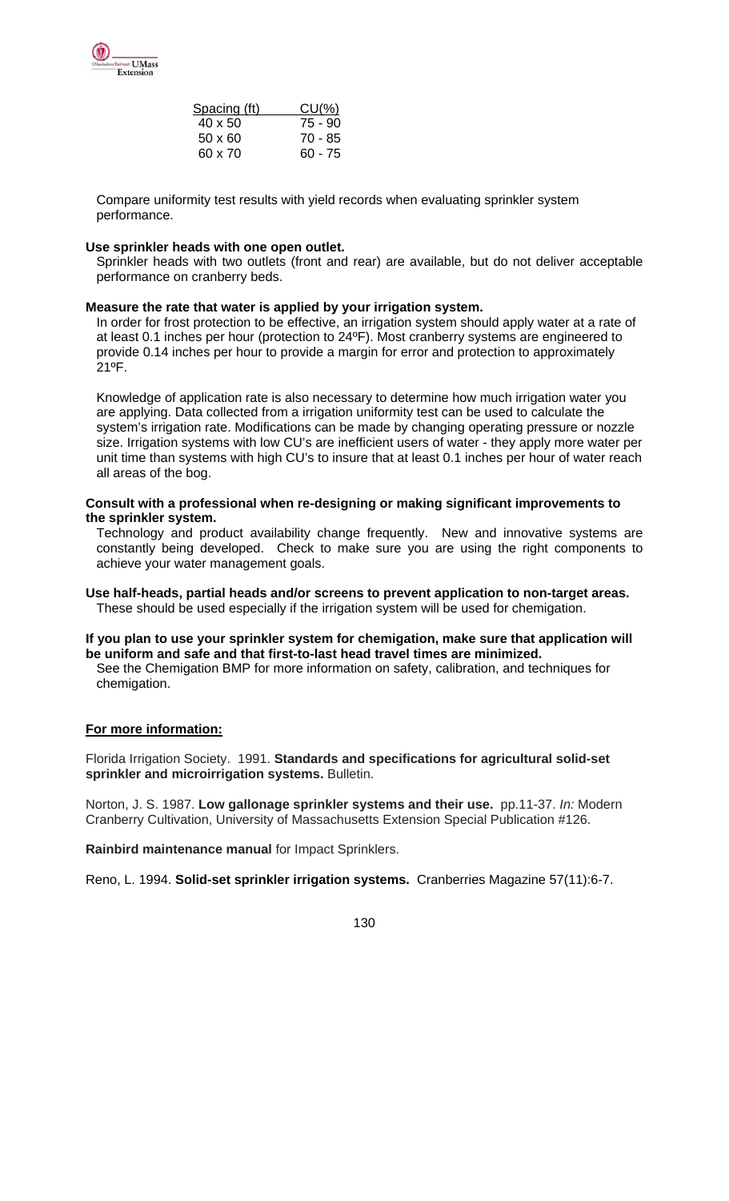| Spacing (ft) | CU(%) |
|---|---|
| 40 x 50 | 75 - 90 |
| 50 x 60 | 70 - 85 |
| 60 x 70 | 60 - 75 |

Compare uniformity test results with yield records when evaluating sprinkler system performance.

**Use sprinkler heads with one open outlet.**

Sprinkler heads with two outlets (front and rear) are available, but do not deliver acceptable performance on cranberry beds.

**Measure the rate that water is applied by your irrigation system.**

In order for frost protection to be effective, an irrigation system should apply water at a rate of at least 0.1 inches per hour (protection to 24ºF). Most cranberry systems are engineered to provide 0.14 inches per hour to provide a margin for error and protection to approximately 21ºF.

Knowledge of application rate is also necessary to determine how much irrigation water you are applying. Data collected from a irrigation uniformity test can be used to calculate the system's irrigation rate. Modifications can be made by changing operating pressure or nozzle size. Irrigation systems with low CU's are inefficient users of water - they apply more water per unit time than systems with high CU's to insure that at least 0.1 inches per hour of water reach all areas of the bog.

**Consult with a professional when re-designing or making significant improvements to the sprinkler system.**

Technology and product availability change frequently. New and innovative systems are constantly being developed. Check to make sure you are using the right components to achieve your water management goals.

**Use half-heads, partial heads and/or screens to prevent application to non-target areas.**

These should be used especially if the irrigation system will be used for chemigation.

**If you plan to use your sprinkler system for chemigation, make sure that application will be uniform and safe and that first-to-last head travel times are minimized.**

See the Chemigation BMP for more information on safety, calibration, and techniques for chemigation.

**For more information:**

Florida Irrigation Society. 1991. **Standards and specifications for agricultural solid-set sprinkler and microirrigation systems.** Bulletin.

Norton, J. S. 1987. **Low gallonage sprinkler systems and their use.** pp.11-37. *In:* Modern Cranberry Cultivation, University of Massachusetts Extension Special Publication #126.

**Rainbird maintenance manual** for Impact Sprinklers.

Reno, L. 1994. **Solid-set sprinkler irrigation systems.** Cranberries Magazine 57(11):6-7.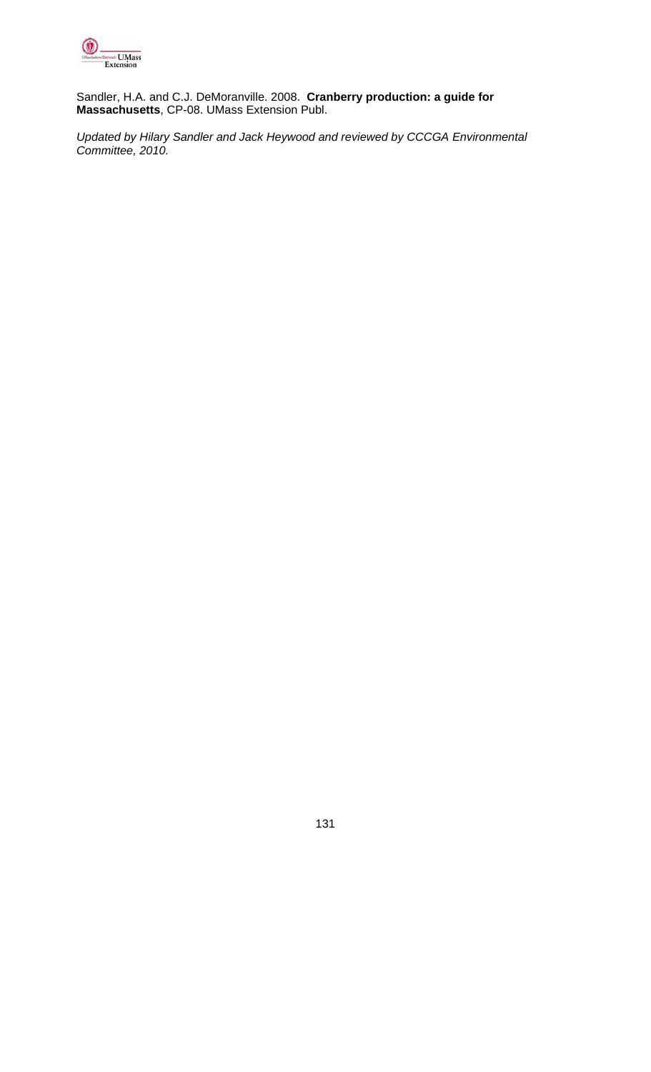Sandler, H.A. and C.J. DeMoranville. 2008. **Cranberry production: a guide for Massachusetts**, CP-08. UMass Extension Publ.

*Updated by Hilary Sandler and Jack Heywood and reviewed by CCCGA Environmental Committee, 2010.*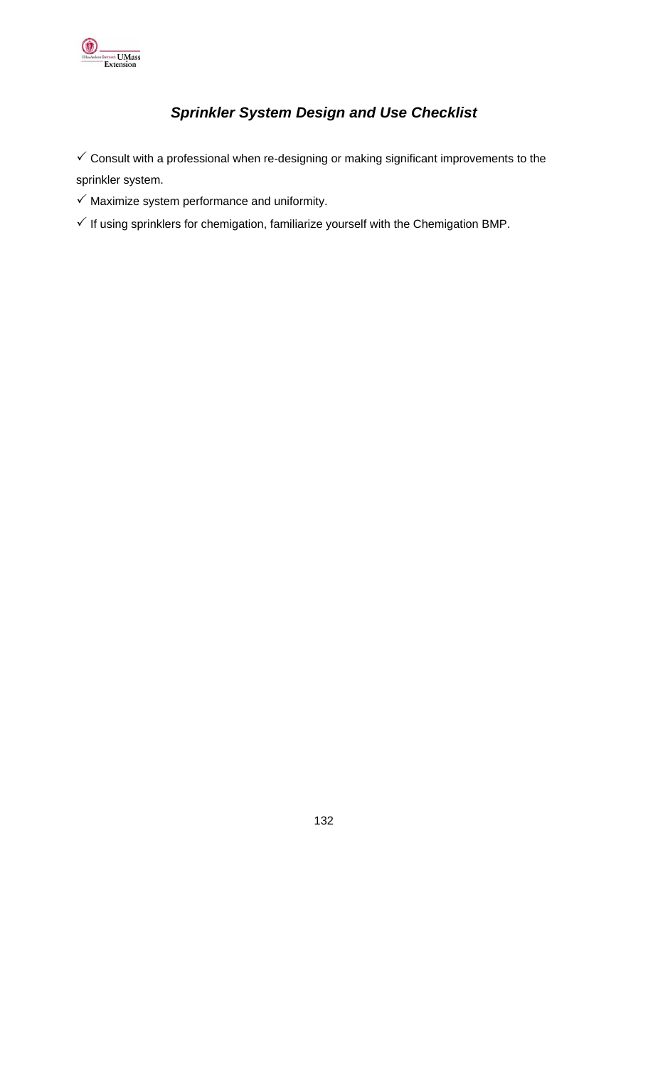## ***Sprinkler System Design and Use Checklist***

✓ Consult with a professional when re-designing or making significant improvements to the sprinkler system.

✓ Maximize system performance and uniformity.

✓ If using sprinklers for chemigation, familiarize yourself with the Chemigation BMP.